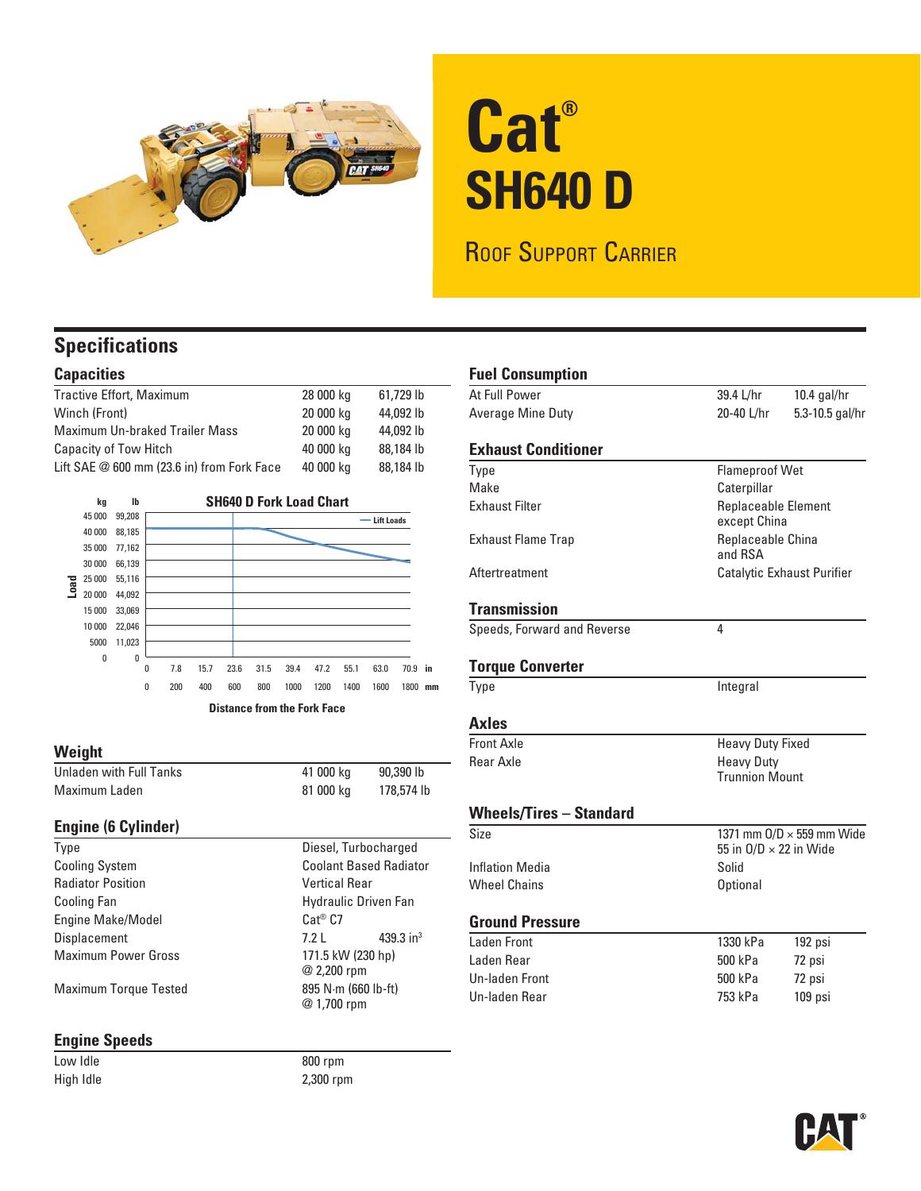# Cat® SH640 D

## Roof Support Carrier

## Specifications

### Capacities

| | | |
|---|---|---|
| Tractive Effort, Maximum | 28 000 kg | 61,729 lb |
| Winch (Front) | 20 000 kg | 44,092 lb |
| Maximum Un-braked Trailer Mass | 20 000 kg | 44,092 lb |
| Capacity of Tow Hitch | 40 000 kg | 88,184 lb |
| Lift SAE @ 600 mm (23.6 in) from Fork Face | 40 000 kg | 88,184 lb |

**SH640 D Fork Load Chart**

Load (kg / lb): 45 000 / 99,208; 40 000 / 88,185; 35 000 / 77,162; 30 000 / 66,139; 25 000 / 55,116; 20 000 / 44,092; 15 000 / 33,069; 10 000 / 22,046; 5000 / 11,023; 0 / 0

Distance from the Fork Face (in): 0, 7.8, 15.7, 23.6, 31.5, 39.4, 47.2, 55.1, 63.0, 70.9

Distance from the Fork Face (mm): 0, 200, 400, 600, 800, 1000, 1200, 1400, 1600, 1800

Lift Loads

### Weight

| | | |
|---|---|---|
| Unladen with Full Tanks | 41 000 kg | 90,390 lb |
| Maximum Laden | 81 000 kg | 178,574 lb |

### Engine (6 Cylinder)

| | | |
|---|---|---|
| Type | Diesel, Turbocharged | |
| Cooling System | Coolant Based Radiator | |
| Radiator Position | Vertical Rear | |
| Cooling Fan | Hydraulic Driven Fan | |
| Engine Make/Model | Cat® C7 | |
| Displacement | 7.2 L | 439.3 in³ |
| Maximum Power Gross | 171.5 kW (230 hp) @ 2,200 rpm | |
| Maximum Torque Tested | 895 N·m (660 lb-ft) @ 1,700 rpm | |

### Engine Speeds

| | |
|---|---|
| Low Idle | 800 rpm |
| High Idle | 2,300 rpm |

### Fuel Consumption

| | | |
|---|---|---|
| At Full Power | 39.4 L/hr | 10.4 gal/hr |
| Average Mine Duty | 20-40 L/hr | 5.3-10.5 gal/hr |

### Exhaust Conditioner

| | |
|---|---|
| Type | Flameproof Wet |
| Make | Caterpillar |
| Exhaust Filter | Replaceable Element except China |
| Exhaust Flame Trap | Replaceable China and RSA |
| Aftertreatment | Catalytic Exhaust Purifier |

### Transmission

| | |
|---|---|
| Speeds, Forward and Reverse | 4 |

### Torque Converter

| | |
|---|---|
| Type | Integral |

### Axles

| | |
|---|---|
| Front Axle | Heavy Duty Fixed |
| Rear Axle | Heavy Duty Trunnion Mount |

### Wheels/Tires – Standard

| | |
|---|---|
| Size | 1371 mm O/D × 559 mm Wide<br>55 in O/D × 22 in Wide |
| Inflation Media | Solid |
| Wheel Chains | Optional |

### Ground Pressure

| | | |
|---|---|---|
| Laden Front | 1330 kPa | 192 psi |
| Laden Rear | 500 kPa | 72 psi |
| Un-laden Front | 500 kPa | 72 psi |
| Un-laden Rear | 753 kPa | 109 psi |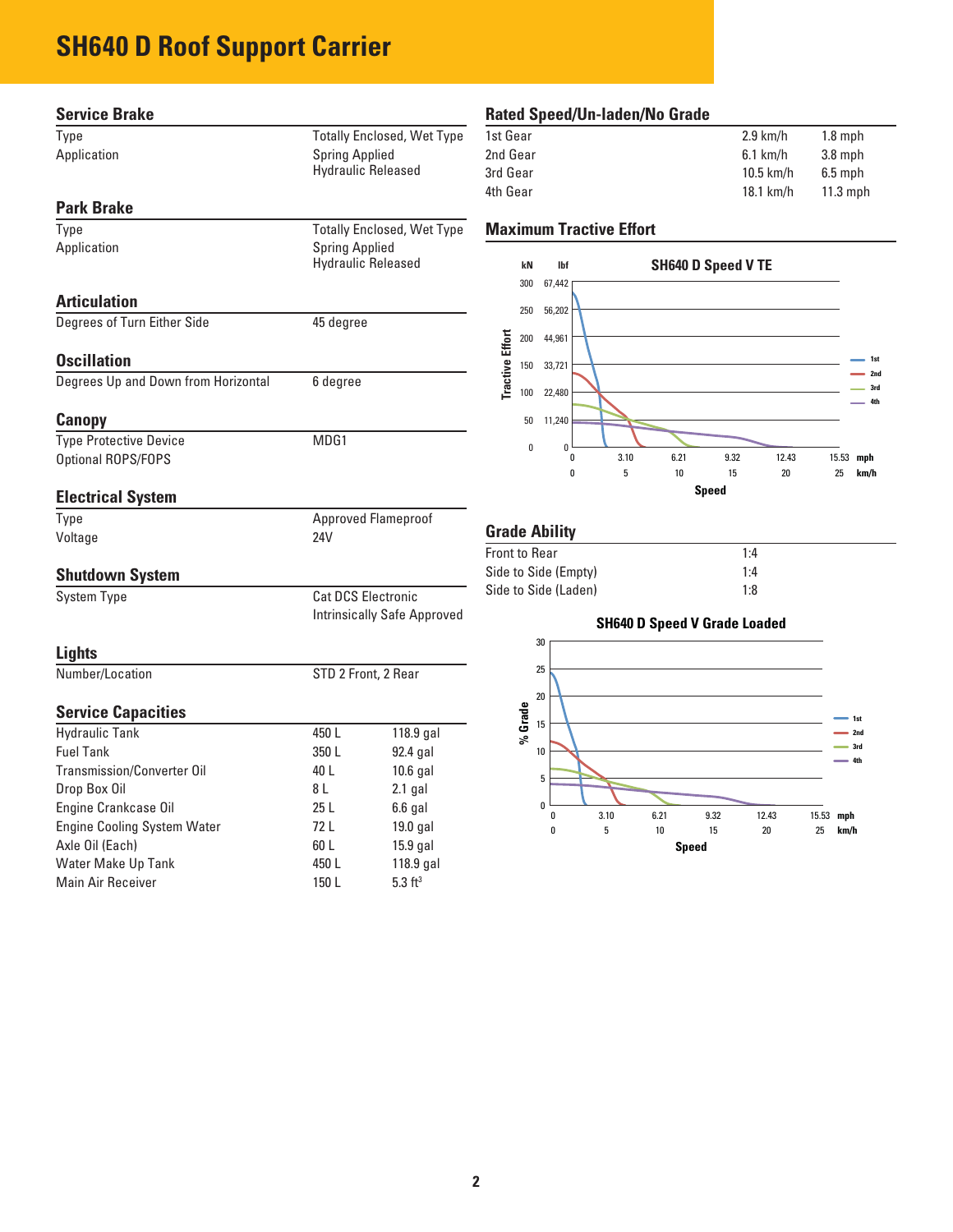# SH640 D Roof Support Carrier

## Service Brake

| | |
|---|---|
| Type | Totally Enclosed, Wet Type |
| Application | Spring Applied Hydraulic Released |

## Park Brake

| | |
|---|---|
| Type | Totally Enclosed, Wet Type |
| Application | Spring Applied Hydraulic Released |

## Articulation

| | |
|---|---|
| Degrees of Turn Either Side | 45 degree |

## Oscillation

| | |
|---|---|
| Degrees Up and Down from Horizontal | 6 degree |

## Canopy

| | |
|---|---|
| Type Protective Device | MDG1 |
| Optional ROPS/FOPS | |

## Electrical System

| | |
|---|---|
| Type | Approved Flameproof |
| Voltage | 24V |

## Shutdown System

| | |
|---|---|
| System Type | Cat DCS Electronic Intrinsically Safe Approved |

## Lights

| | |
|---|---|
| Number/Location | STD 2 Front, 2 Rear |

## Service Capacities

| | | |
|---|---|---|
| Hydraulic Tank | 450 L | 118.9 gal |
| Fuel Tank | 350 L | 92.4 gal |
| Transmission/Converter Oil | 40 L | 10.6 gal |
| Drop Box Oil | 8 L | 2.1 gal |
| Engine Crankcase Oil | 25 L | 6.6 gal |
| Engine Cooling System Water | 72 L | 19.0 gal |
| Axle Oil (Each) | 60 L | 15.9 gal |
| Water Make Up Tank | 450 L | 118.9 gal |
| Main Air Receiver | 150 L | 5.3 ft$^3$ |

## Rated Speed/Un-laden/No Grade

| | | |
|---|---|---|
| 1st Gear | 2.9 km/h | 1.8 mph |
| 2nd Gear | 6.1 km/h | 3.8 mph |
| 3rd Gear | 10.5 km/h | 6.5 mph |
| 4th Gear | 18.1 km/h | 11.3 mph |

## Maximum Tractive Effort

**SH640 D Speed V TE**

## Grade Ability

| | |
|---|---|
| Front to Rear | 1:4 |
| Side to Side (Empty) | 1:4 |
| Side to Side (Laden) | 1:8 |

**SH640 D Speed V Grade Loaded**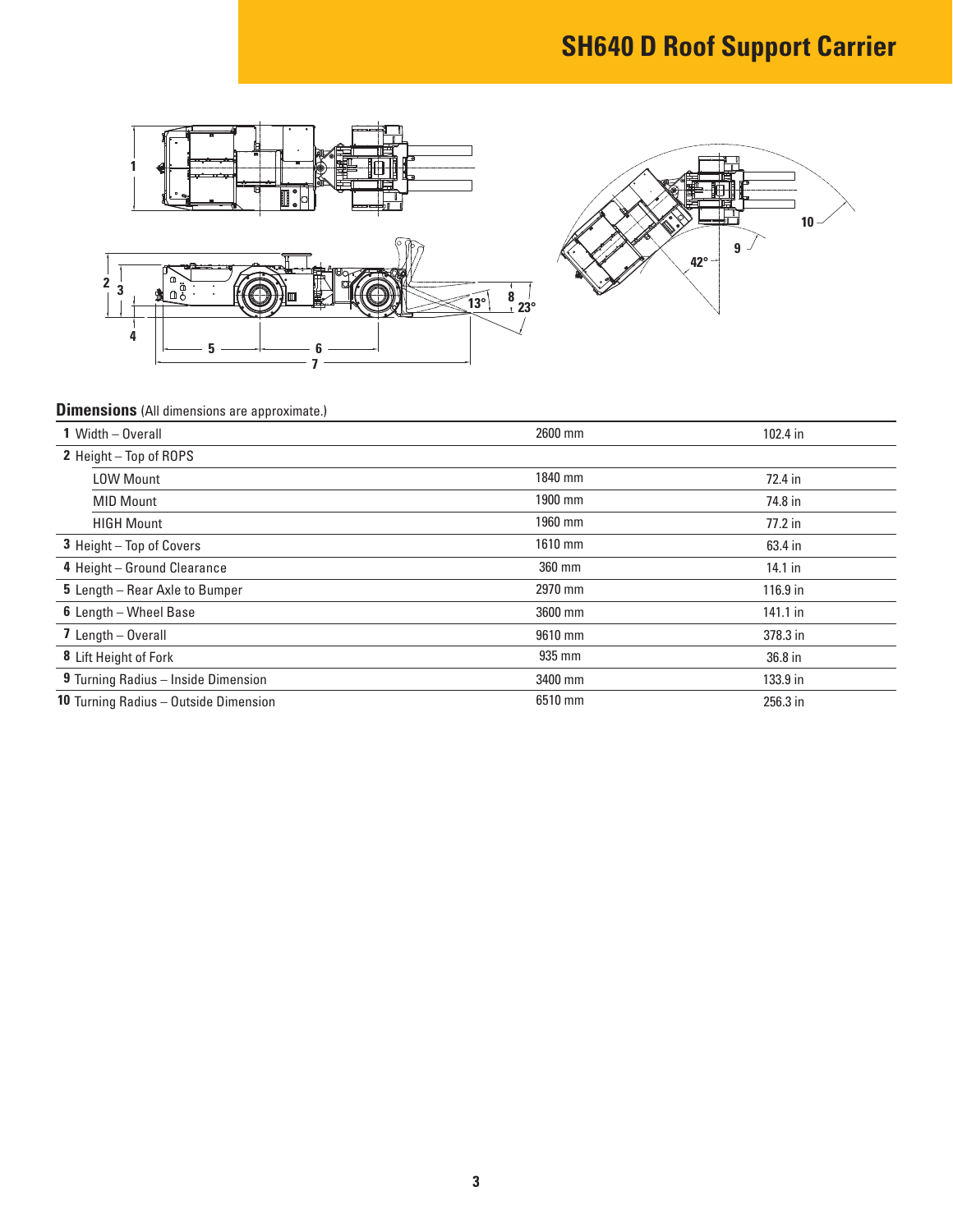# SH640 D Roof Support Carrier

## Dimensions (All dimensions are approximate.)

| | | |
|---|---|---|
| **1** Width – Overall | 2600 mm | 102.4 in |
| **2** Height – Top of ROPS | | |
| LOW Mount | 1840 mm | 72.4 in |
| MID Mount | 1900 mm | 74.8 in |
| HIGH Mount | 1960 mm | 77.2 in |
| **3** Height – Top of Covers | 1610 mm | 63.4 in |
| **4** Height – Ground Clearance | 360 mm | 14.1 in |
| **5** Length – Rear Axle to Bumper | 2970 mm | 116.9 in |
| **6** Length – Wheel Base | 3600 mm | 141.1 in |
| **7** Length – Overall | 9610 mm | 378.3 in |
| **8** Lift Height of Fork | 935 mm | 36.8 in |
| **9** Turning Radius – Inside Dimension | 3400 mm | 133.9 in |
| **10** Turning Radius – Outside Dimension | 6510 mm | 256.3 in |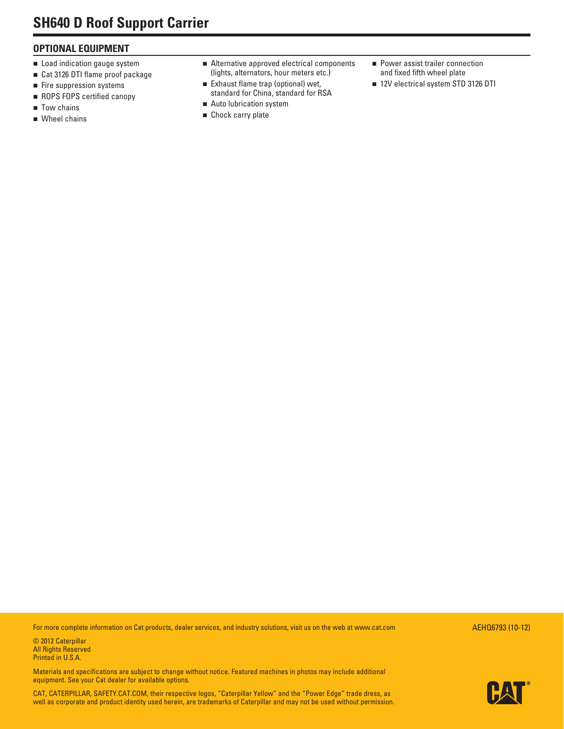# SH640 D Roof Support Carrier

## OPTIONAL EQUIPMENT

- Load indication gauge system
- Cat 3126 DTI flame proof package
- Fire suppression systems
- ROPS FOPS certified canopy
- Tow chains
- Wheel chains
- Alternative approved electrical components (lights, alternators, hour meters etc.)
- Exhaust flame trap (optional) wet, standard for China, standard for RSA
- Auto lubrication system
- Chock carry plate
- Power assist trailer connection and fixed fifth wheel plate
- 12V electrical system STD 3126 DTI

For more complete information on Cat products, dealer services, and industry solutions, visit us on the web at www.cat.com

AEHQ6793 (10-12)

© 2012 Caterpillar
All Rights Reserved
Printed in U.S.A.

Materials and specifications are subject to change without notice. Featured machines in photos may include additional equipment. See your Cat dealer for available options.

CAT, CATERPILLAR, SAFETY.CAT.COM, their respective logos, "Caterpillar Yellow" and the "Power Edge" trade dress, as well as corporate and product identity used herein, are trademarks of Caterpillar and may not be used without permission.